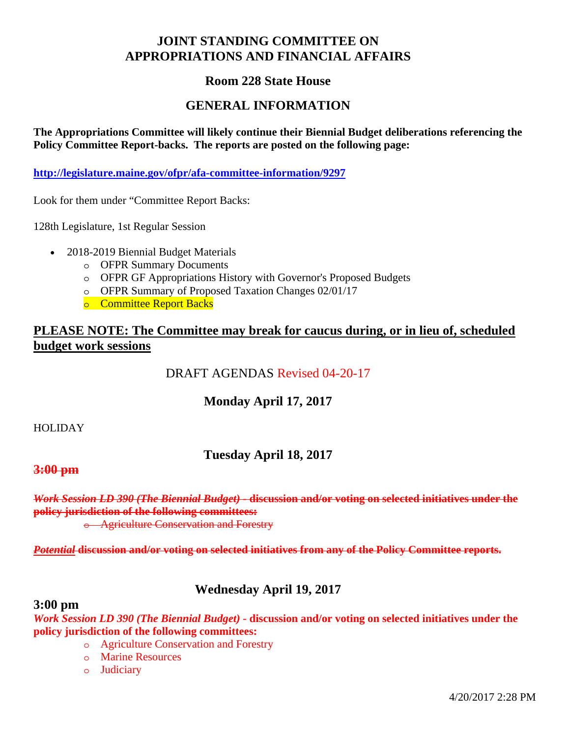# JOINT STANDING COMMITTEE ON APPROPRIATIONS AND FINANCIAL AFFAIRS

## Room 228 State House

## GENERAL INFORMATION

**The Appropriations Committee will likely continue their Biennial Budget deliberations referencing the Policy Committee Report-backs. The reports are posted on the following page:**

**http://legislature.maine.gov/ofpr/afa-committee-information/9297**

Look for them under "Committee Report Backs:

128th Legislature, 1st Regular Session

- 2018-2019 Biennial Budget Materials
  - OFPR Summary Documents
  - OFPR GF Appropriations History with Governor's Proposed Budgets
  - OFPR Summary of Proposed Taxation Changes 02/01/17
  - Committee Report Backs

**PLEASE NOTE: The Committee may break for caucus during, or in lieu of, scheduled budget work sessions**

DRAFT AGENDAS Revised 04-20-17

### Monday April 17, 2017

HOLIDAY

### Tuesday April 18, 2017

~~**3:00 pm**~~

~~***Work Session LD 390 (The Biennial Budget)*** **- discussion and/or voting on selected initiatives under the policy jurisdiction of the following committees:**~~

- ~~Agriculture Conservation and Forestry~~

~~***Potential*** **discussion and/or voting on selected initiatives from any of the Policy Committee reports.**~~

### Wednesday April 19, 2017

**3:00 pm**

***Work Session LD 390 (The Biennial Budget)*** **- discussion and/or voting on selected initiatives under the policy jurisdiction of the following committees:**

- Agriculture Conservation and Forestry
- Marine Resources
- Judiciary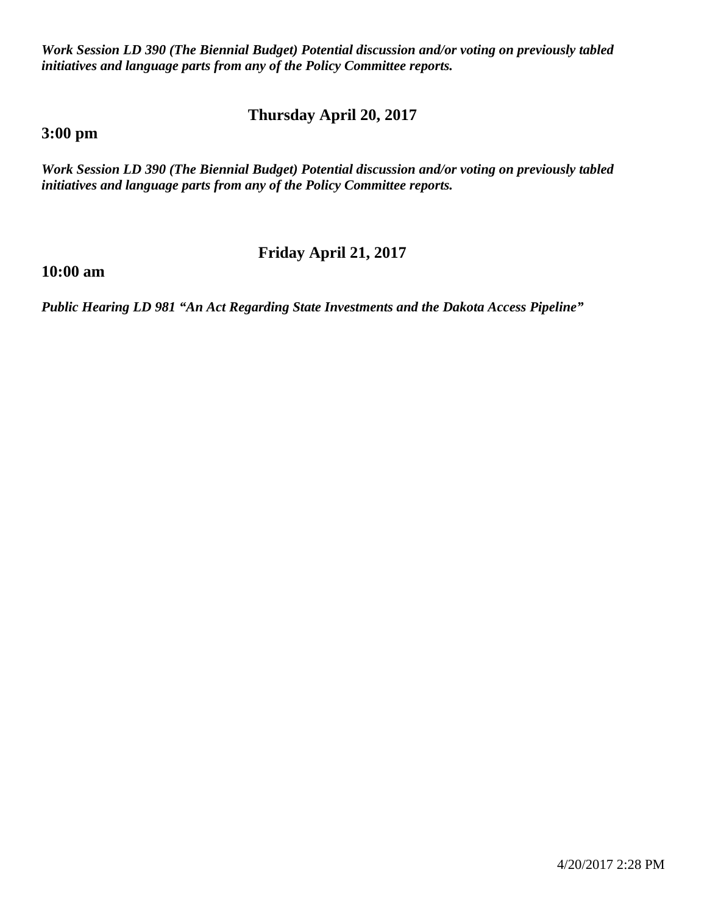***Work Session LD 390 (The Biennial Budget) Potential discussion and/or voting on previously tabled initiatives and language parts from any of the Policy Committee reports.***

## Thursday April 20, 2017

**3:00 pm**

***Work Session LD 390 (The Biennial Budget) Potential discussion and/or voting on previously tabled initiatives and language parts from any of the Policy Committee reports.***

## Friday April 21, 2017

**10:00 am**

***Public Hearing LD 981 "An Act Regarding State Investments and the Dakota Access Pipeline"***

4/20/2017 2:28 PM